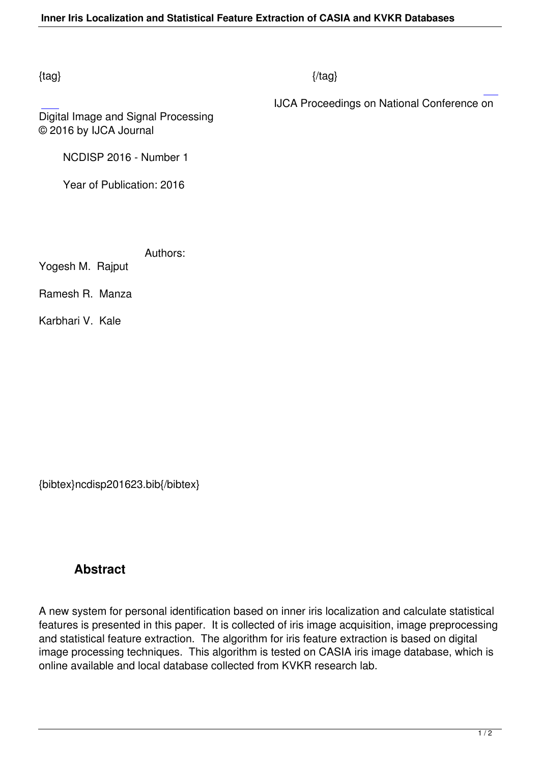{tag} {/tag}

IJCA Proceedings on National Conference on Digital Image and Signal Processing
© 2016 by IJCA Journal

NCDISP 2016 - Number 1

Year of Publication: 2016

Authors:

Yogesh M. Rajput

Ramesh R. Manza

Karbhari V. Kale

{bibtex}ncdisp201623.bib{/bibtex}

## Abstract

A new system for personal identification based on inner iris localization and calculate statistical features is presented in this paper. It is collected of iris image acquisition, image preprocessing and statistical feature extraction. The algorithm for iris feature extraction is based on digital image processing techniques. This algorithm is tested on CASIA iris image database, which is online available and local database collected from KVKR research lab.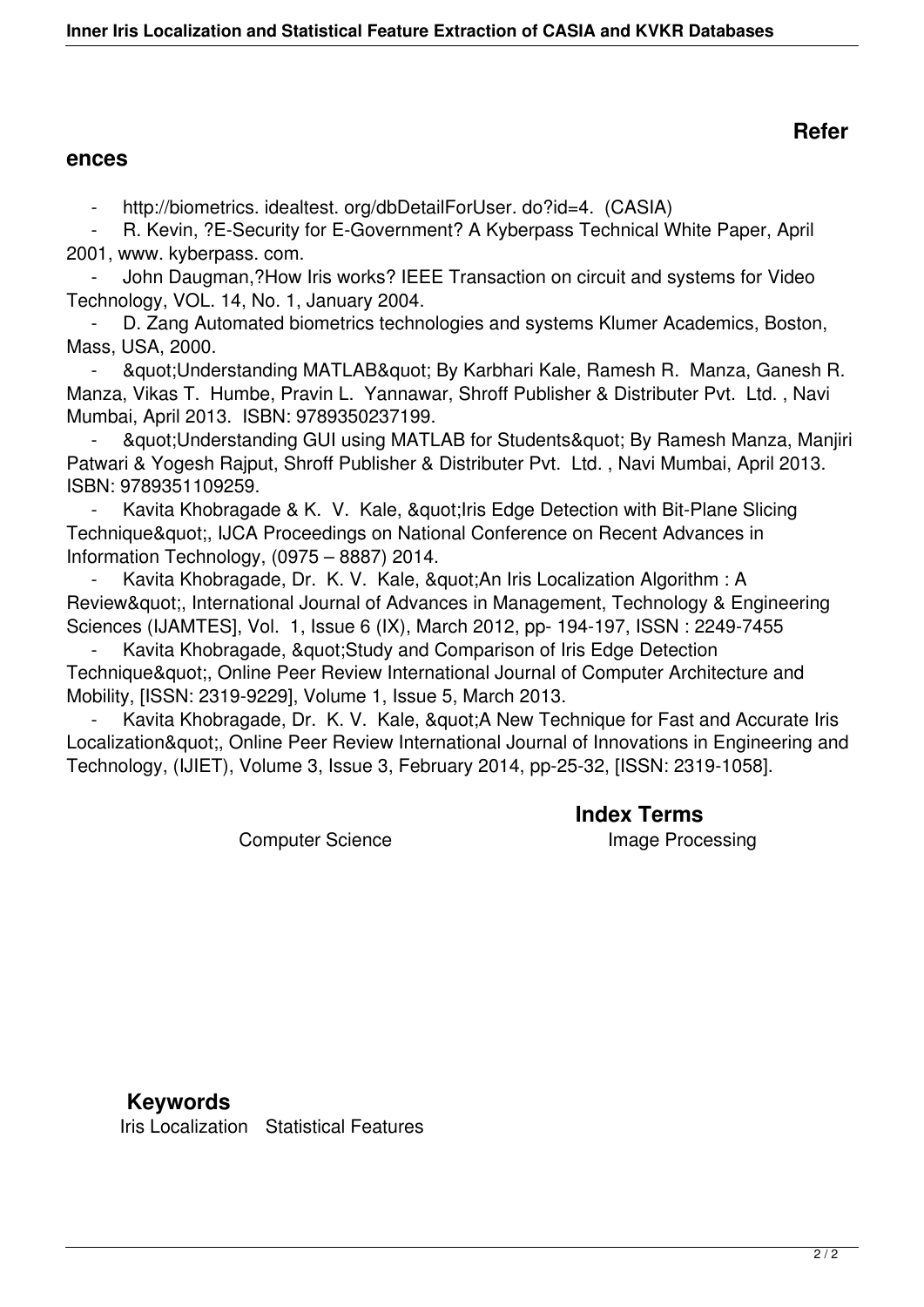## References

- http://biometrics. idealtest. org/dbDetailForUser. do?id=4. (CASIA)
- R. Kevin, ?E-Security for E-Government? A Kyberpass Technical White Paper, April 2001, www. kyberpass. com.
- John Daugman,?How Iris works? IEEE Transaction on circuit and systems for Video Technology, VOL. 14, No. 1, January 2004.
- D. Zang Automated biometrics technologies and systems Klumer Academics, Boston, Mass, USA, 2000.
- &quot;Understanding MATLAB&quot; By Karbhari Kale, Ramesh R. Manza, Ganesh R. Manza, Vikas T. Humbe, Pravin L. Yannawar, Shroff Publisher & Distributer Pvt. Ltd. , Navi Mumbai, April 2013. ISBN: 9789350237199.
- &quot;Understanding GUI using MATLAB for Students&quot; By Ramesh Manza, Manjiri Patwari & Yogesh Rajput, Shroff Publisher & Distributer Pvt. Ltd. , Navi Mumbai, April 2013. ISBN: 9789351109259.
- Kavita Khobragade & K. V. Kale, &quot;Iris Edge Detection with Bit-Plane Slicing Technique&quot;, IJCA Proceedings on National Conference on Recent Advances in Information Technology, (0975 – 8887) 2014.
- Kavita Khobragade, Dr. K. V. Kale, &quot;An Iris Localization Algorithm : A Review&quot;, International Journal of Advances in Management, Technology & Engineering Sciences (IJAMTES], Vol. 1, Issue 6 (IX), March 2012, pp- 194-197, ISSN : 2249-7455
- Kavita Khobragade, &quot;Study and Comparison of Iris Edge Detection Technique&quot;, Online Peer Review International Journal of Computer Architecture and Mobility, [ISSN: 2319-9229], Volume 1, Issue 5, March 2013.
- Kavita Khobragade, Dr. K. V. Kale, &quot;A New Technique for Fast and Accurate Iris Localization&quot;, Online Peer Review International Journal of Innovations in Engineering and Technology, (IJIET), Volume 3, Issue 3, February 2014, pp-25-32, [ISSN: 2319-1058].

## Index Terms

Computer Science

Image Processing

## Keywords

Iris Localization

Statistical Features